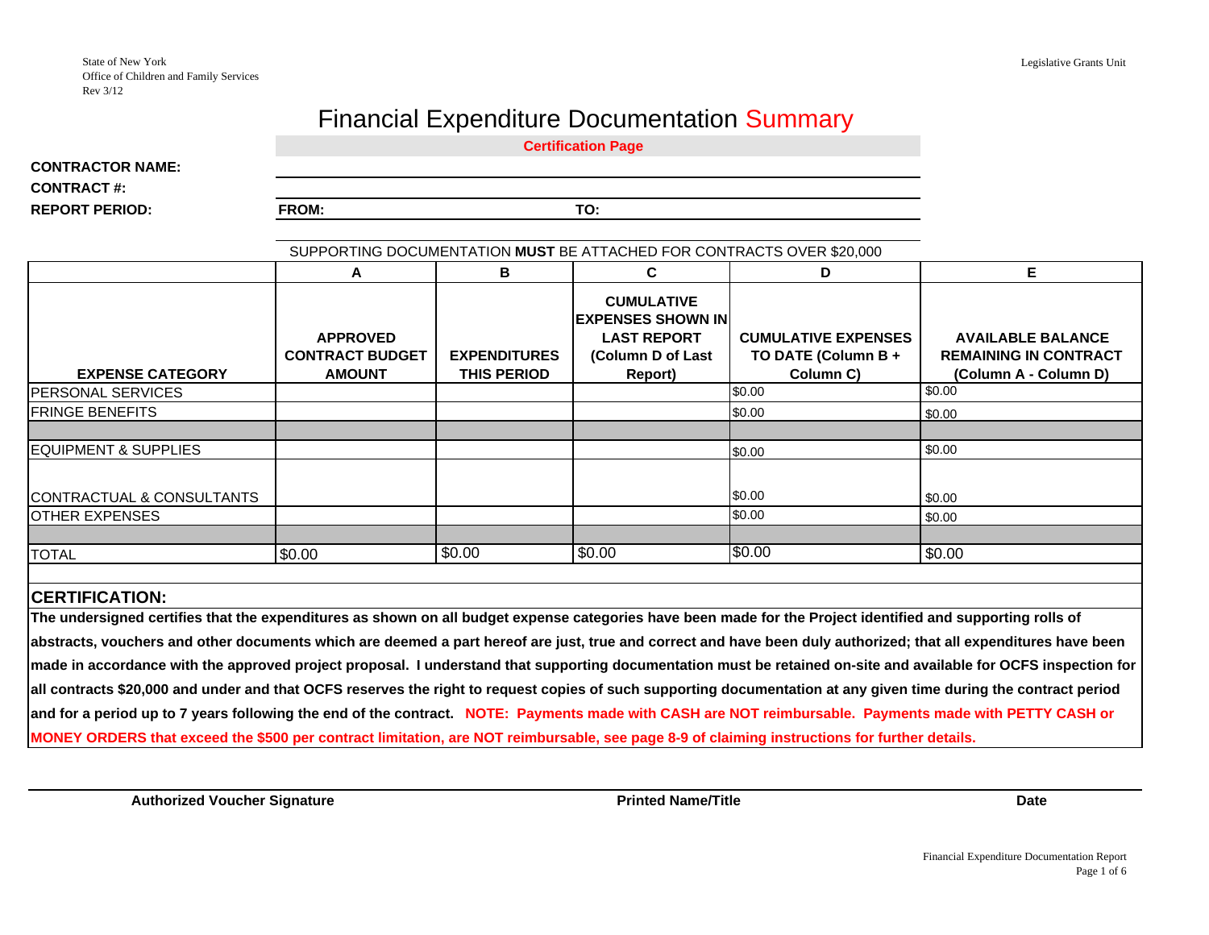State of New York
Office of Children and Family Services
Rev 3/12

Legislative Grants Unit

# Financial Expenditure Documentation Summary

**Certification Page**

**CONTRACTOR NAME:**

**CONTRACT #:**

**REPORT PERIOD:** **FROM:** **TO:**

SUPPORTING DOCUMENTATION **MUST** BE ATTACHED FOR CONTRACTS OVER $20,000

| | A | B | C | D | E |
|---|---|---|---|---|---|
| **EXPENSE CATEGORY** | **APPROVED CONTRACT BUDGET AMOUNT** | **EXPENDITURES THIS PERIOD** | **CUMULATIVE EXPENSES SHOWN IN LAST REPORT (Column D of Last Report)** | **CUMULATIVE EXPENSES TO DATE (Column B + Column C)** | **AVAILABLE BALANCE REMAINING IN CONTRACT (Column A - Column D)** |
| PERSONAL SERVICES | | | | $0.00 | $0.00 |
| FRINGE BENEFITS | | | | $0.00 | $0.00 |
| | | | | | |
| EQUIPMENT & SUPPLIES | | | | $0.00 | $0.00 |
| CONTRACTUAL & CONSULTANTS | | | | $0.00 | $0.00 |
| OTHER EXPENSES | | | | $0.00 | $0.00 |
| | | | | | |
| TOTAL | $0.00 | $0.00 | $0.00 | $0.00 | $0.00 |

## CERTIFICATION:

**The undersigned certifies that the expenditures as shown on all budget expense categories have been made for the Project identified and supporting rolls of abstracts, vouchers and other documents which are deemed a part hereof are just, true and correct and have been duly authorized; that all expenditures have been made in accordance with the approved project proposal. I understand that supporting documentation must be retained on-site and available for OCFS inspection for all contracts $20,000 and under and that OCFS reserves the right to request copies of such supporting documentation at any given time during the contract period and for a period up to 7 years following the end of the contract. NOTE: Payments made with CASH are NOT reimbursable. Payments made with PETTY CASH or MONEY ORDERS that exceed the $500 per contract limitation, are NOT reimbursable, see page 8-9 of claiming instructions for further details.**

**Authorized Voucher Signature** **Printed Name/Title** **Date**

Financial Expenditure Documentation Report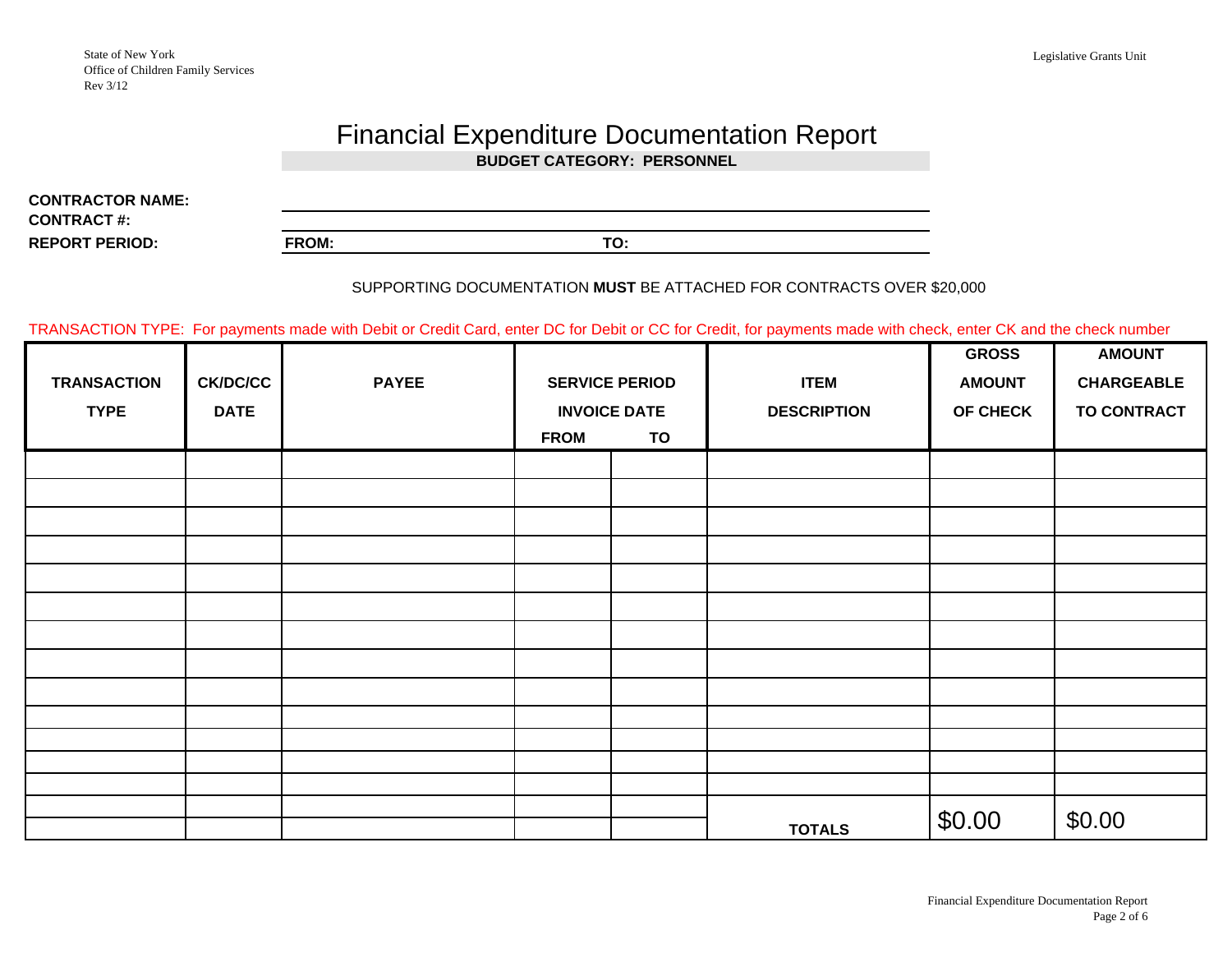State of New York
Office of Children Family Services
Rev 3/12

Legislative Grants Unit

# Financial Expenditure Documentation Report

**BUDGET CATEGORY: PERSONNEL**

**CONTRACTOR NAME:** ______________________________

**CONTRACT #:** ______________________________

**REPORT PERIOD:** **FROM:** ______________ **TO:** ______________

SUPPORTING DOCUMENTATION **MUST** BE ATTACHED FOR CONTRACTS OVER $20,000

TRANSACTION TYPE: For payments made with Debit or Credit Card, enter DC for Debit or CC for Credit, for payments made with check, enter CK and the check number

| TRANSACTION TYPE | CK/DC/CC DATE | PAYEE | SERVICE PERIOD INVOICE DATE | | ITEM DESCRIPTION | GROSS AMOUNT OF CHECK | AMOUNT CHARGEABLE TO CONTRACT |
|---|---|---|---|---|---|---|---|
| | | | FROM | TO | | | |
| | | | | | | | |
| | | | | | | | |
| | | | | | | | |
| | | | | | | | |
| | | | | | | | |
| | | | | | | | |
| | | | | | | | |
| | | | | | | | |
| | | | | | | | |
| | | | | | | | |
| | | | | | | | |
| | | | | | | | |
| | | | | | | | |
| | | | | | | | |
| | | | | | **TOTALS** | $0.00 | $0.00 |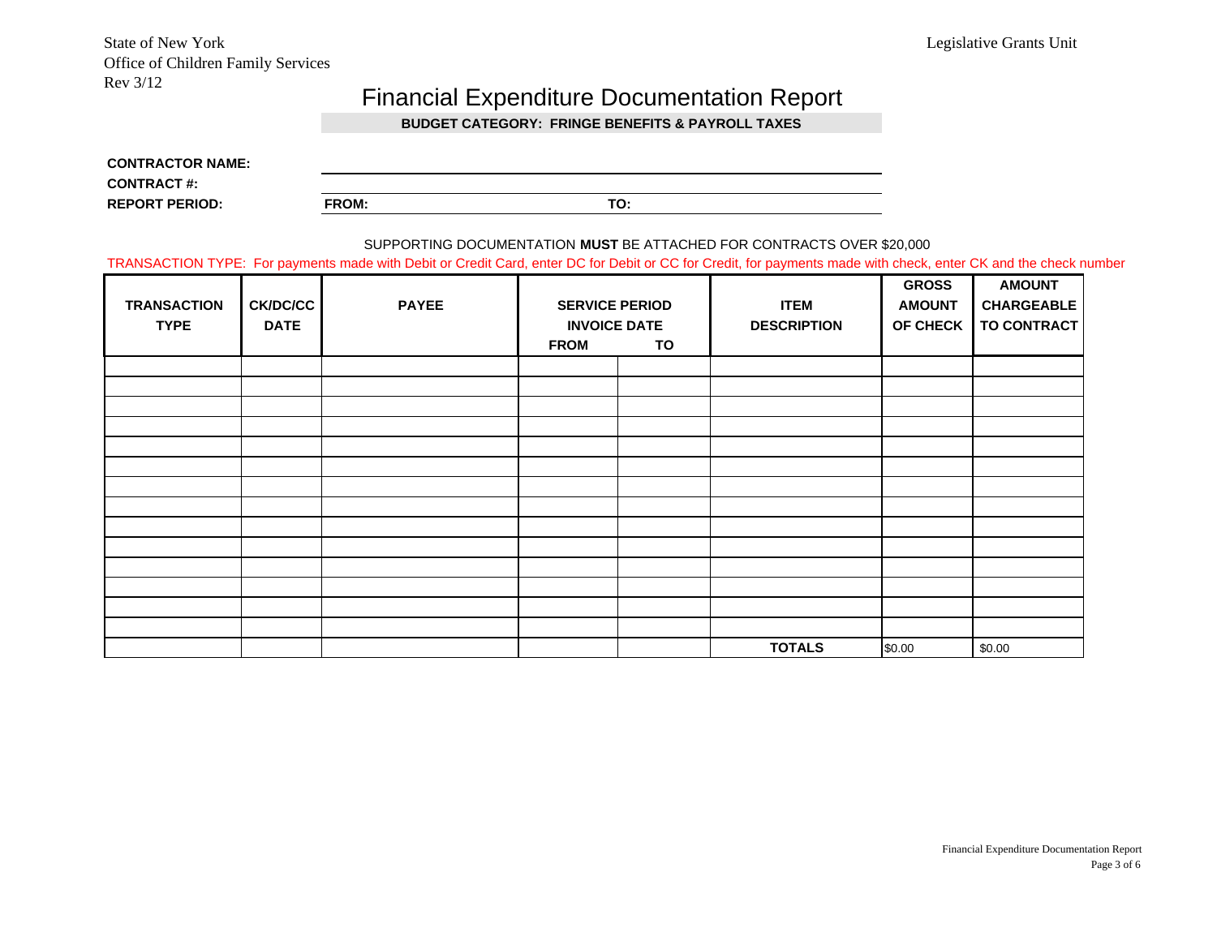State of New York
Office of Children Family Services
Rev 3/12

Legislative Grants Unit

# Financial Expenditure Documentation Report

**BUDGET CATEGORY: FRINGE BENEFITS & PAYROLL TAXES**

**CONTRACTOR NAME:**

**CONTRACT #:**

**REPORT PERIOD:** **FROM:** **TO:**

SUPPORTING DOCUMENTATION **MUST** BE ATTACHED FOR CONTRACTS OVER $20,000

TRANSACTION TYPE: For payments made with Debit or Credit Card, enter DC for Debit or CC for Credit, for payments made with check, enter CK and the check number

| TRANSACTION TYPE | CK/DC/CC DATE | PAYEE | SERVICE PERIOD INVOICE DATE | | ITEM DESCRIPTION | GROSS AMOUNT OF CHECK | AMOUNT CHARGEABLE TO CONTRACT |
|---|---|---|---|---|---|---|---|
| | | | FROM | TO | | | |
| | | | | | | | |
| | | | | | | | |
| | | | | | | | |
| | | | | | | | |
| | | | | | | | |
| | | | | | | | |
| | | | | | | | |
| | | | | | | | |
| | | | | | | | |
| | | | | | | | |
| | | | | | | | |
| | | | | | | | |
| | | | | | | | |
| | | | | | | | |
| | | | | | **TOTALS** | $0.00 | $0.00 |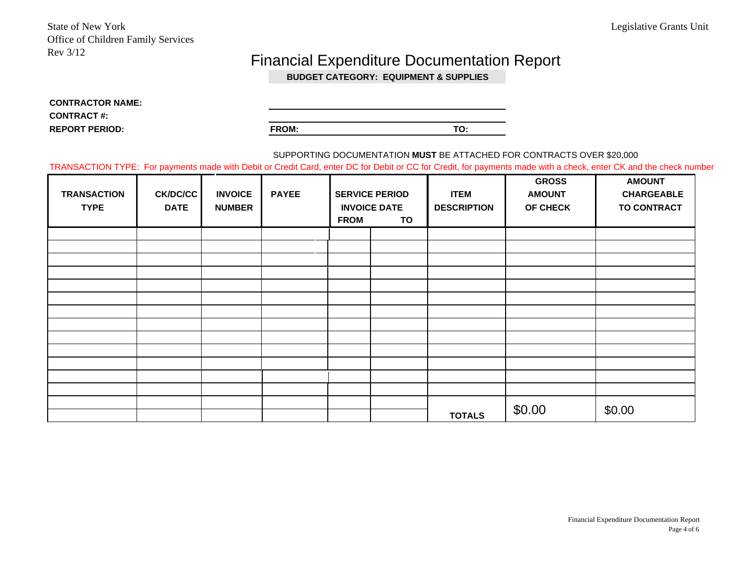State of New York
Office of Children Family Services
Rev 3/12

Legislative Grants Unit

# Financial Expenditure Documentation Report

**BUDGET CATEGORY: EQUIPMENT & SUPPLIES**

**CONTRACTOR NAME:** \_\_\_\_\_\_\_\_\_\_\_\_\_\_\_\_\_\_\_\_

**CONTRACT #:** \_\_\_\_\_\_\_\_\_\_\_\_\_\_\_\_\_\_\_\_

**REPORT PERIOD:** **FROM:** \_\_\_\_\_\_\_\_\_\_ **TO:** \_\_\_\_\_\_\_\_\_\_

SUPPORTING DOCUMENTATION **MUST** BE ATTACHED FOR CONTRACTS OVER $20,000

TRANSACTION TYPE: For payments made with Debit or Credit Card, enter DC for Debit or CC for Credit, for payments made with a check, enter CK and the check number

| TRANSACTION TYPE | CK/DC/CC DATE | INVOICE NUMBER | PAYEE | SERVICE PERIOD INVOICE DATE FROM | TO | ITEM DESCRIPTION | GROSS AMOUNT OF CHECK | AMOUNT CHARGEABLE TO CONTRACT |
|---|---|---|---|---|---|---|---|---|
| | | | | | | | | |
| | | | | | | | | |
| | | | | | | | | |
| | | | | | | | | |
| | | | | | | | | |
| | | | | | | | | |
| | | | | | | | | |
| | | | | | | | | |
| | | | | | | | | |
| | | | | | | | | |
| | | | | | | | | |
| | | | | | | | | |
| | | | | | | | | |
| | | | | | | | | |
| | | | | | | **TOTALS** | $0.00 | $0.00 |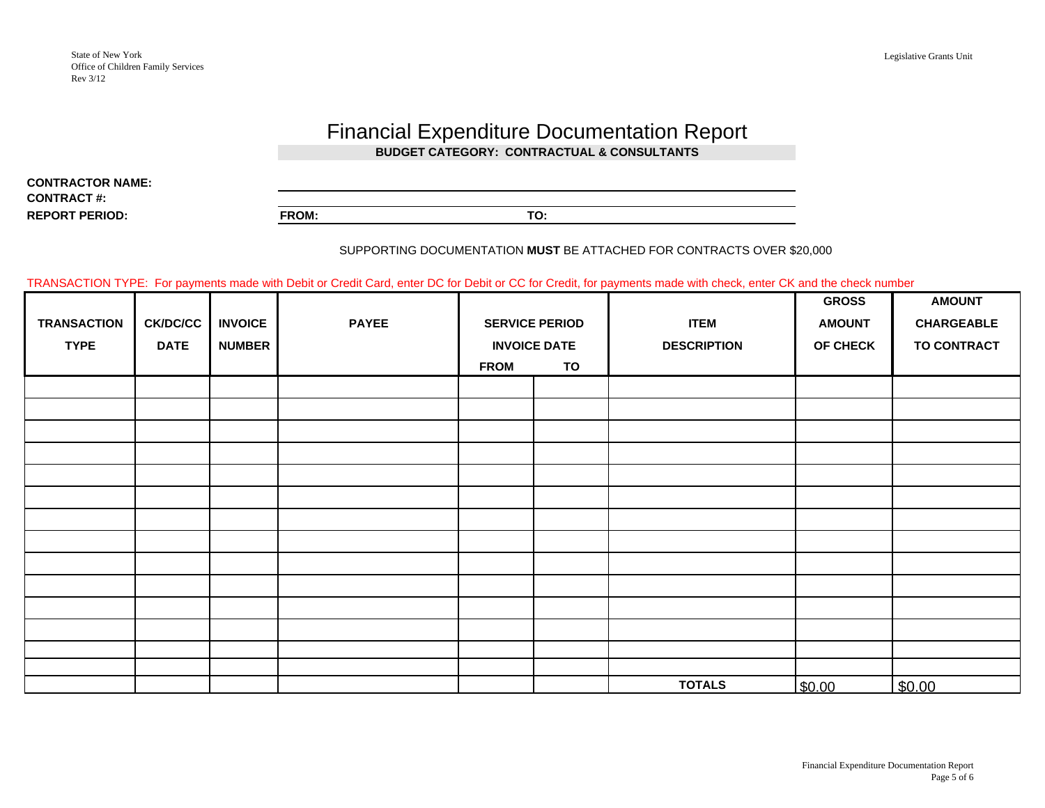State of New York
Office of Children Family Services
Rev 3/12

Legislative Grants Unit

# Financial Expenditure Documentation Report

**BUDGET CATEGORY: CONTRACTUAL & CONSULTANTS**

**CONTRACTOR NAME:**
**CONTRACT #:**
**REPORT PERIOD:** **FROM:** **TO:**

SUPPORTING DOCUMENTATION **MUST** BE ATTACHED FOR CONTRACTS OVER $20,000

TRANSACTION TYPE: For payments made with Debit or Credit Card, enter DC for Debit or CC for Credit, for payments made with check, enter CK and the check number

| TRANSACTION TYPE | CK/DC/CC DATE | INVOICE NUMBER | PAYEE | SERVICE PERIOD INVOICE DATE | | ITEM DESCRIPTION | GROSS AMOUNT OF CHECK | AMOUNT CHARGEABLE TO CONTRACT |
|---|---|---|---|---|---|---|---|---|
| | | | | FROM | TO | | | |
| | | | | | | | | |
| | | | | | | | | |
| | | | | | | | | |
| | | | | | | | | |
| | | | | | | | | |
| | | | | | | | | |
| | | | | | | | | |
| | | | | | | | | |
| | | | | | | | | |
| | | | | | | | | |
| | | | | | | | | |
| | | | | | | | | |
| | | | | | | | | |
| | | | | | | | | |
| | | | | | | **TOTALS** | $0.00 | $0.00 |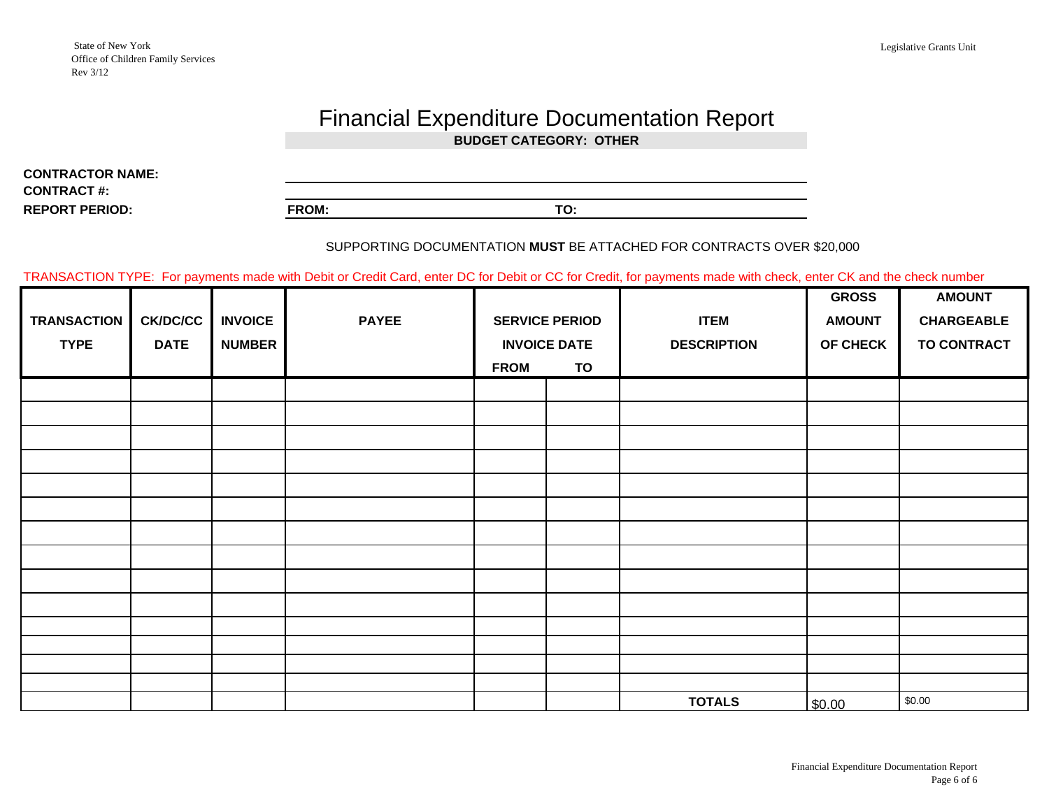State of New York
Office of Children Family Services
Rev 3/12

Legislative Grants Unit

# Financial Expenditure Documentation Report

**BUDGET CATEGORY: OTHER**

**CONTRACTOR NAME:**
**CONTRACT #:**
**REPORT PERIOD:** **FROM:** **TO:**

SUPPORTING DOCUMENTATION **MUST** BE ATTACHED FOR CONTRACTS OVER $20,000

TRANSACTION TYPE: For payments made with Debit or Credit Card, enter DC for Debit or CC for Credit, for payments made with check, enter CK and the check number

| TRANSACTION TYPE | CK/DC/CC DATE | INVOICE NUMBER | PAYEE | SERVICE PERIOD INVOICE DATE | | ITEM DESCRIPTION | GROSS AMOUNT OF CHECK | AMOUNT CHARGEABLE TO CONTRACT |
|---|---|---|---|---|---|---|---|---|
| | | | | FROM | TO | | | |
| | | | | | | | | |
| | | | | | | | | |
| | | | | | | | | |
| | | | | | | | | |
| | | | | | | | | |
| | | | | | | | | |
| | | | | | | | | |
| | | | | | | | | |
| | | | | | | | | |
| | | | | | | | | |
| | | | | | | | | |
| | | | | | | | | |
| | | | | | | | | |
| | | | | | | | | |
| | | | | | | **TOTALS** | $0.00 | $0.00 |